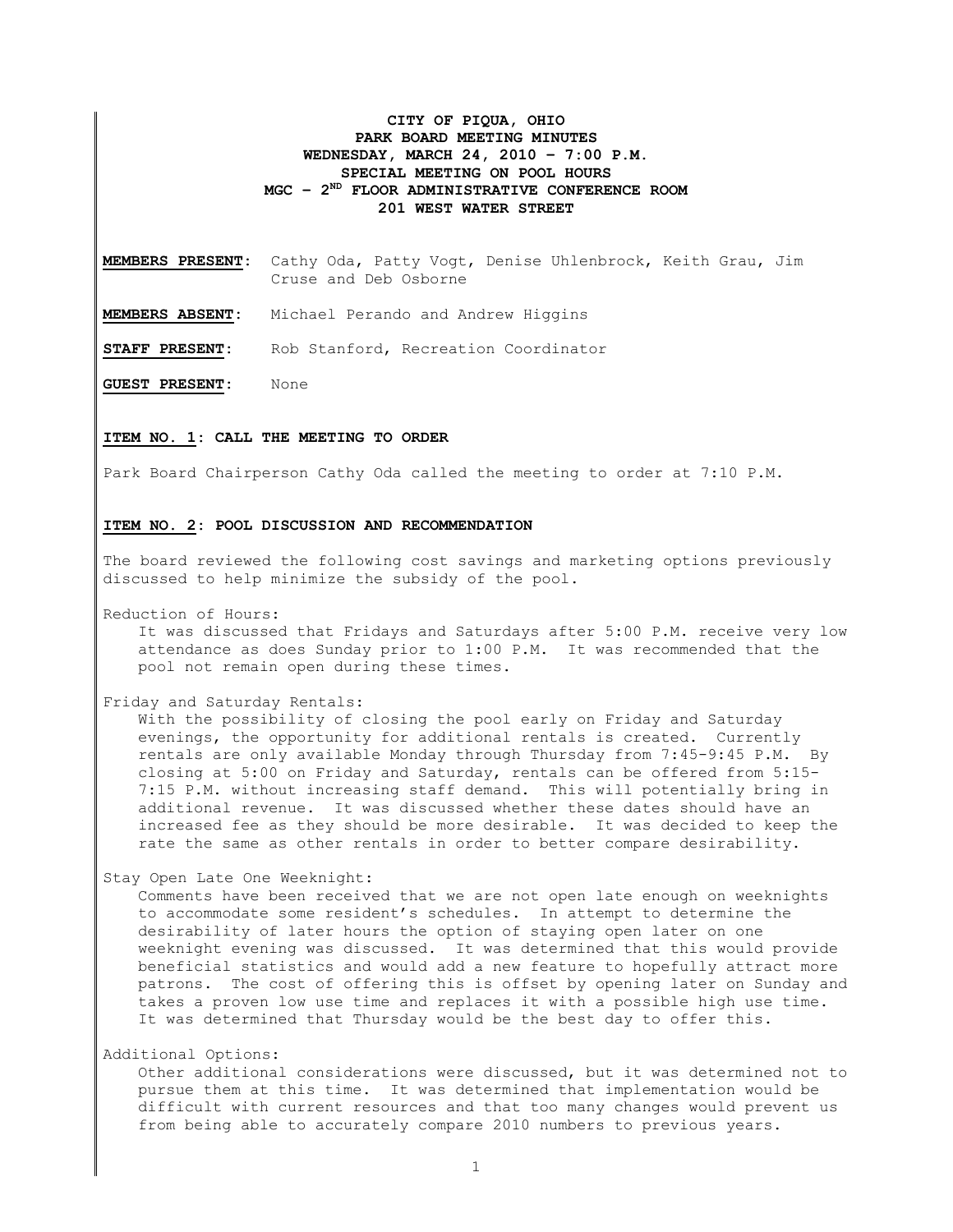# CITY OF PIQUA, OHIO
## PARK BOARD MEETING MINUTES
## WEDNESDAY, MARCH 24, 2010 – 7:00 P.M.
## SPECIAL MEETING ON POOL HOURS
## MGC – 2ND FLOOR ADMINISTRATIVE CONFERENCE ROOM
## 201 WEST WATER STREET

**MEMBERS PRESENT**: Cathy Oda, Patty Vogt, Denise Uhlenbrock, Keith Grau, Jim Cruse and Deb Osborne

**MEMBERS ABSENT**: Michael Perando and Andrew Higgins

**STAFF PRESENT**: Rob Stanford, Recreation Coordinator

**GUEST PRESENT**: None

**ITEM NO. 1: CALL THE MEETING TO ORDER**

Park Board Chairperson Cathy Oda called the meeting to order at 7:10 P.M.

**ITEM NO. 2: POOL DISCUSSION AND RECOMMENDATION**

The board reviewed the following cost savings and marketing options previously discussed to help minimize the subsidy of the pool.

Reduction of Hours:

It was discussed that Fridays and Saturdays after 5:00 P.M. receive very low attendance as does Sunday prior to 1:00 P.M. It was recommended that the pool not remain open during these times.

Friday and Saturday Rentals:

With the possibility of closing the pool early on Friday and Saturday evenings, the opportunity for additional rentals is created. Currently rentals are only available Monday through Thursday from 7:45-9:45 P.M. By closing at 5:00 on Friday and Saturday, rentals can be offered from 5:15-7:15 P.M. without increasing staff demand. This will potentially bring in additional revenue. It was discussed whether these dates should have an increased fee as they should be more desirable. It was decided to keep the rate the same as other rentals in order to better compare desirability.

Stay Open Late One Weeknight:

Comments have been received that we are not open late enough on weeknights to accommodate some resident's schedules. In attempt to determine the desirability of later hours the option of staying open later on one weeknight evening was discussed. It was determined that this would provide beneficial statistics and would add a new feature to hopefully attract more patrons. The cost of offering this is offset by opening later on Sunday and takes a proven low use time and replaces it with a possible high use time. It was determined that Thursday would be the best day to offer this.

Additional Options:

Other additional considerations were discussed, but it was determined not to pursue them at this time. It was determined that implementation would be difficult with current resources and that too many changes would prevent us from being able to accurately compare 2010 numbers to previous years.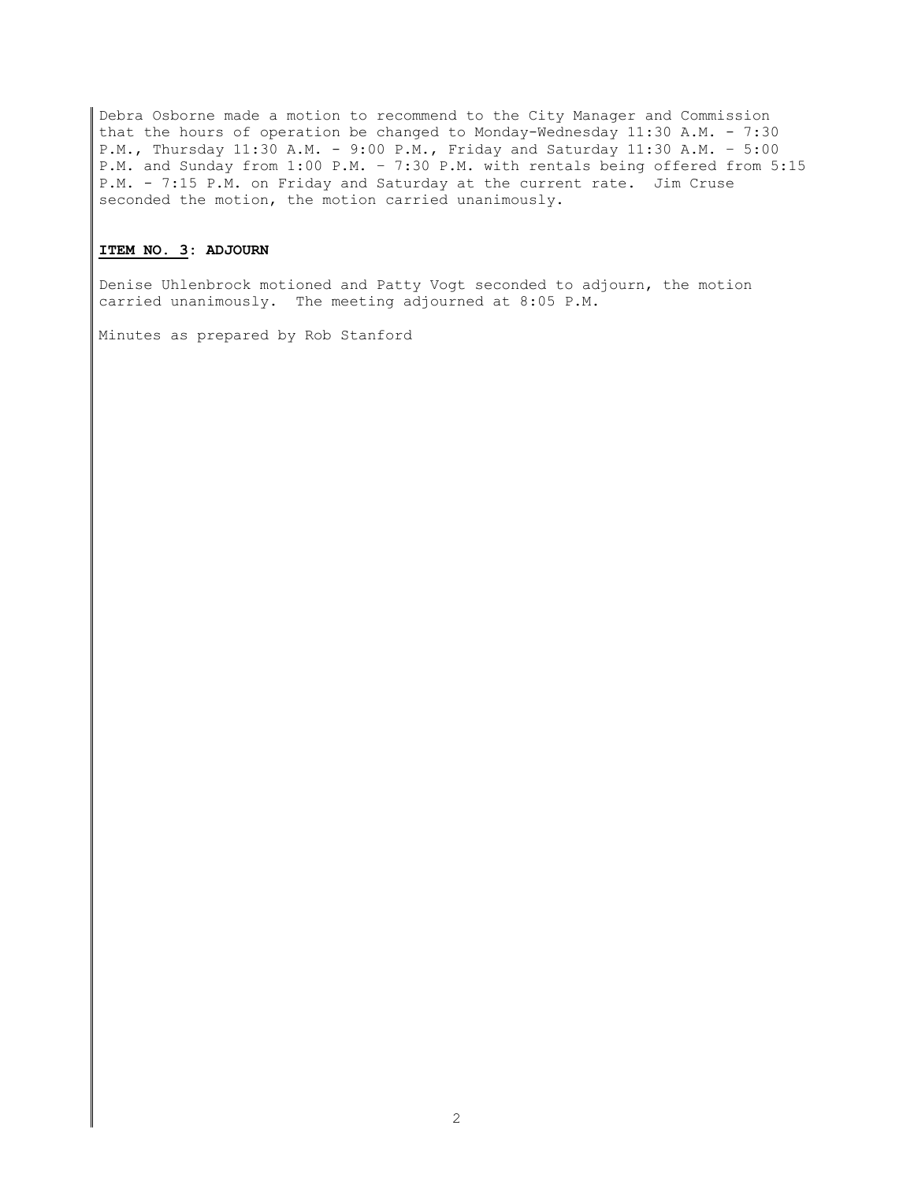Debra Osborne made a motion to recommend to the City Manager and Commission that the hours of operation be changed to Monday-Wednesday 11:30 A.M. - 7:30 P.M., Thursday 11:30 A.M. - 9:00 P.M., Friday and Saturday 11:30 A.M. – 5:00 P.M. and Sunday from 1:00 P.M. – 7:30 P.M. with rentals being offered from 5:15 P.M. - 7:15 P.M. on Friday and Saturday at the current rate. Jim Cruse seconded the motion, the motion carried unanimously.

**ITEM NO. 3: ADJOURN**

Denise Uhlenbrock motioned and Patty Vogt seconded to adjourn, the motion carried unanimously. The meeting adjourned at 8:05 P.M.

Minutes as prepared by Rob Stanford